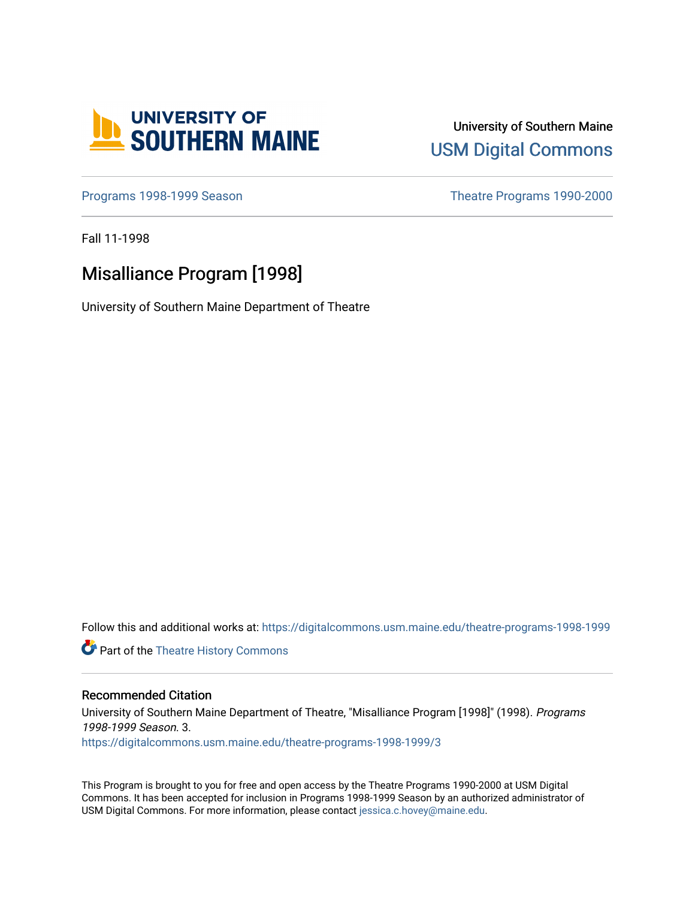University of Southern Maine
USM Digital Commons

Programs 1998-1999 Season

Theatre Programs 1990-2000

Fall 11-1998

# Misalliance Program [1998]

University of Southern Maine Department of Theatre

Follow this and additional works at: https://digitalcommons.usm.maine.edu/theatre-programs-1998-1999

Part of the Theatre History Commons

## Recommended Citation

University of Southern Maine Department of Theatre, "Misalliance Program [1998]" (1998). *Programs 1998-1999 Season*. 3.
https://digitalcommons.usm.maine.edu/theatre-programs-1998-1999/3

This Program is brought to you for free and open access by the Theatre Programs 1990-2000 at USM Digital Commons. It has been accepted for inclusion in Programs 1998-1999 Season by an authorized administrator of USM Digital Commons. For more information, please contact jessica.c.hovey@maine.edu.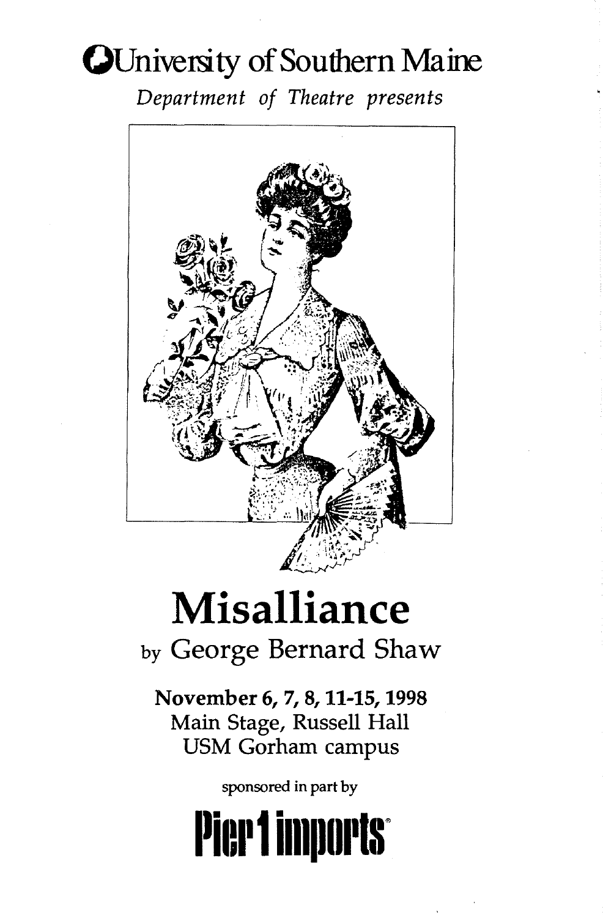University of Southern Maine

*Department of Theatre presents*

# Misalliance

## by George Bernard Shaw

**November 6, 7, 8, 11-15, 1998**

Main Stage, Russell Hall

USM Gorham campus

sponsored in part by

**Pier 1 imports**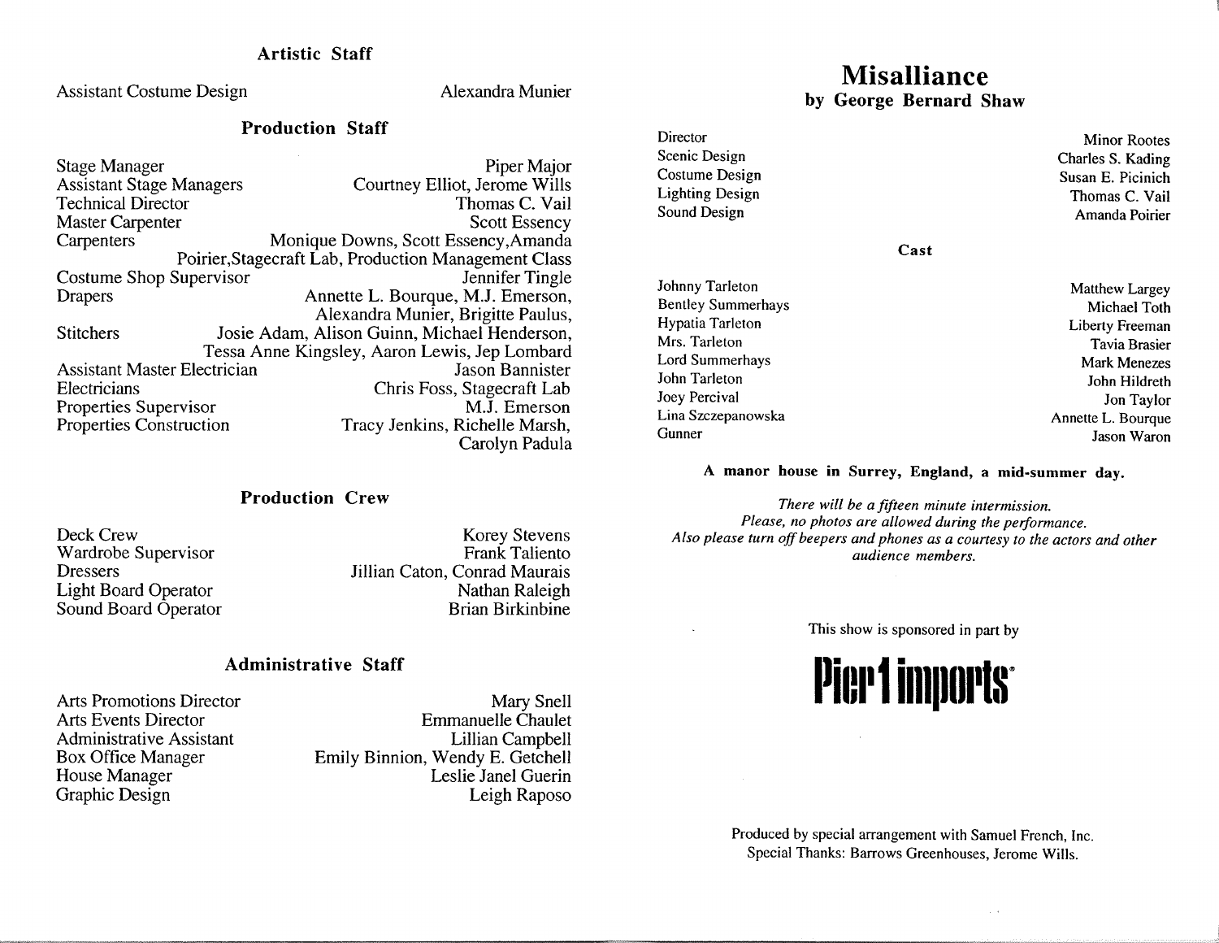### Artistic Staff

| | |
|---|---|
| Assistant Costume Design | Alexandra Munier |

### Production Staff

| | |
|---|---|
| Stage Manager | Piper Major |
| Assistant Stage Managers | Courtney Elliot, Jerome Wills |
| Technical Director | Thomas C. Vail |
| Master Carpenter | Scott Essency |
| Carpenters | Monique Downs, Scott Essency,Amanda Poirier,Stagecraft Lab, Production Management Class |
| Costume Shop Supervisor | Jennifer Tingle |
| Drapers | Annette L. Bourque, M.J. Emerson, Alexandra Munier, Brigitte Paulus, |
| Stitchers | Josie Adam, Alison Guinn, Michael Henderson, Tessa Anne Kingsley, Aaron Lewis, Jep Lombard |
| Assistant Master Electrician | Jason Bannister |
| Electricians | Chris Foss, Stagecraft Lab |
| Properties Supervisor | M.J. Emerson |
| Properties Construction | Tracy Jenkins, Richelle Marsh, Carolyn Padula |

### Production Crew

| | |
|---|---|
| Deck Crew | Korey Stevens |
| Wardrobe Supervisor | Frank Taliento |
| Dressers | Jillian Caton, Conrad Maurais |
| Light Board Operator | Nathan Raleigh |
| Sound Board Operator | Brian Birkinbine |

### Administrative Staff

| | |
|---|---|
| Arts Promotions Director | Mary Snell |
| Arts Events Director | Emmanuelle Chaulet |
| Administrative Assistant | Lillian Campbell |
| Box Office Manager | Emily Binnion, Wendy E. Getchell |
| House Manager | Leslie Janel Guerin |
| Graphic Design | Leigh Raposo |

# Misalliance
## by George Bernard Shaw

| | |
|---|---|
| Director | Minor Rootes |
| Scenic Design | Charles S. Kading |
| Costume Design | Susan E. Picinich |
| Lighting Design | Thomas C. Vail |
| Sound Design | Amanda Poirier |

### Cast

| | |
|---|---|
| Johnny Tarleton | Matthew Largey |
| Bentley Summerhays | Michael Toth |
| Hypatia Tarleton | Liberty Freeman |
| Mrs. Tarleton | Tavia Brasier |
| Lord Summerhays | Mark Menezes |
| John Tarleton | John Hildreth |
| Joey Percival | Jon Taylor |
| Lina Szczepanowska | Annette L. Bourque |
| Gunner | Jason Waron |

**A manor house in Surrey, England, a mid-summer day.**

*There will be a fifteen minute intermission.*
*Please, no photos are allowed during the performance.*
*Also please turn off beepers and phones as a courtesy to the actors and other audience members.*

This show is sponsored in part by

**Pier 1 imports**

Produced by special arrangement with Samuel French, Inc.
Special Thanks: Barrows Greenhouses, Jerome Wills.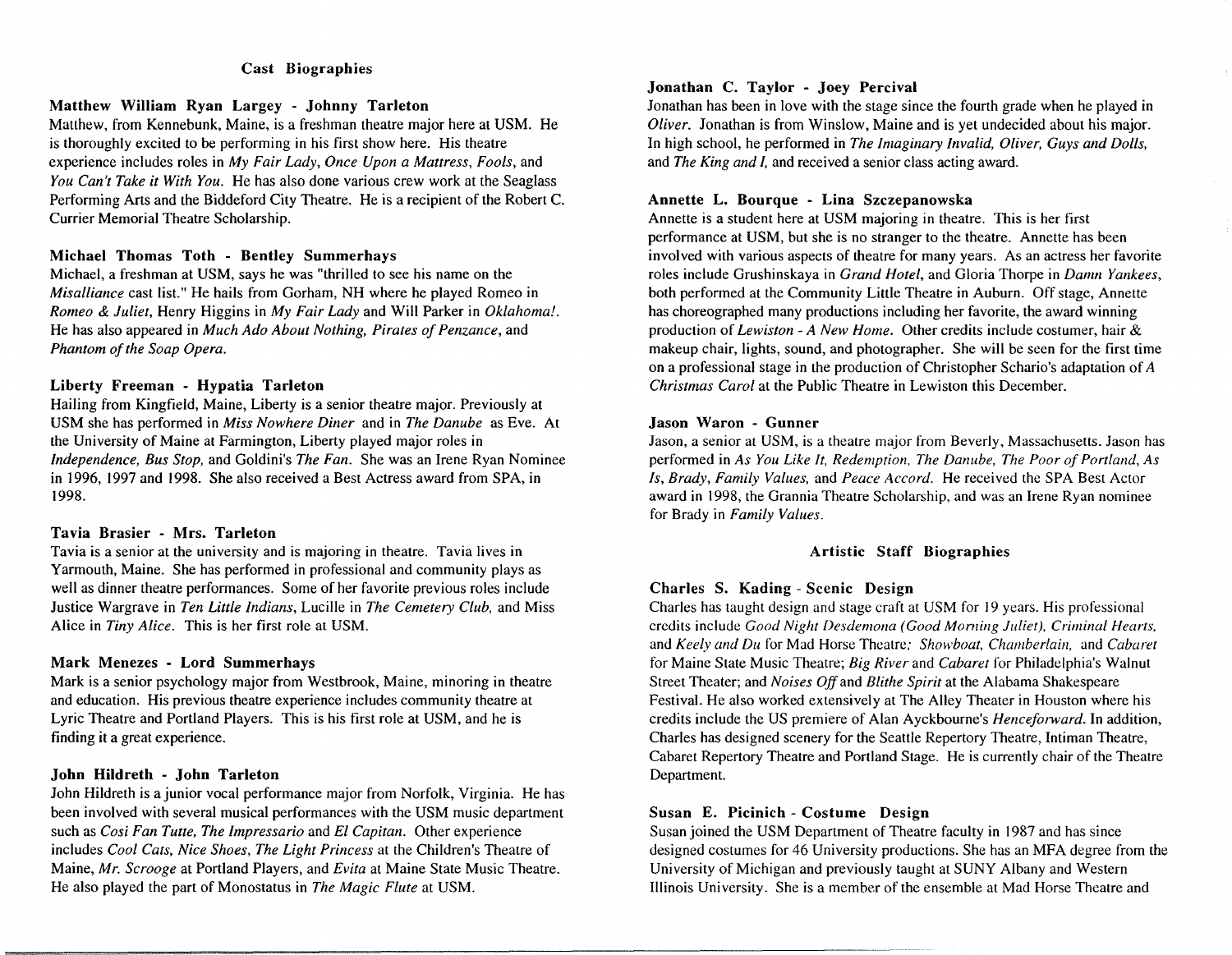## Cast Biographies

### Matthew William Ryan Largey - Johnny Tarleton

Matthew, from Kennebunk, Maine, is a freshman theatre major here at USM. He is thoroughly excited to be performing in his first show here. His theatre experience includes roles in *My Fair Lady*, *Once Upon a Mattress*, *Fools*, and *You Can't Take it With You*. He has also done various crew work at the Seaglass Performing Arts and the Biddeford City Theatre. He is a recipient of the Robert C. Currier Memorial Theatre Scholarship.

### Michael Thomas Toth - Bentley Summerhays

Michael, a freshman at USM, says he was "thrilled to see his name on the *Misalliance* cast list." He hails from Gorham, NH where he played Romeo in *Romeo & Juliet*, Henry Higgins in *My Fair Lady* and Will Parker in *Oklahoma!*. He has also appeared in *Much Ado About Nothing, Pirates of Penzance*, and *Phantom of the Soap Opera*.

### Liberty Freeman - Hypatia Tarleton

Hailing from Kingfield, Maine, Liberty is a senior theatre major. Previously at USM she has performed in *Miss Nowhere Diner* and in *The Danube* as Eve. At the University of Maine at Farmington, Liberty played major roles in *Independence, Bus Stop,* and Goldini's *The Fan*. She was an Irene Ryan Nominee in 1996, 1997 and 1998. She also received a Best Actress award from SPA, in 1998.

### Tavia Brasier - Mrs. Tarleton

Tavia is a senior at the university and is majoring in theatre. Tavia lives in Yarmouth, Maine. She has performed in professional and community plays as well as dinner theatre performances. Some of her favorite previous roles include Justice Wargrave in *Ten Little Indians*, Lucille in *The Cemetery Club,* and Miss Alice in *Tiny Alice*. This is her first role at USM.

### Mark Menezes - Lord Summerhays

Mark is a senior psychology major from Westbrook, Maine, minoring in theatre and education. His previous theatre experience includes community theatre at Lyric Theatre and Portland Players. This is his first role at USM, and he is finding it a great experience.

### John Hildreth - John Tarleton

John Hildreth is a junior vocal performance major from Norfolk, Virginia. He has been involved with several musical performances with the USM music department such as *Cosi Fan Tutte, The Impressario* and *El Capitan*. Other experience includes *Cool Cats, Nice Shoes, The Light Princess* at the Children's Theatre of Maine, *Mr. Scrooge* at Portland Players, and *Evita* at Maine State Music Theatre. He also played the part of Monostatus in *The Magic Flute* at USM.

### Jonathan C. Taylor - Joey Percival

Jonathan has been in love with the stage since the fourth grade when he played in *Oliver*. Jonathan is from Winslow, Maine and is yet undecided about his major. In high school, he performed in *The Imaginary Invalid, Oliver, Guys and Dolls,* and *The King and I,* and received a senior class acting award.

### Annette L. Bourque - Lina Szczepanowska

Annette is a student here at USM majoring in theatre. This is her first performance at USM, but she is no stranger to the theatre. Annette has been involved with various aspects of theatre for many years. As an actress her favorite roles include Grushinskaya in *Grand Hotel*, and Gloria Thorpe in *Damn Yankees*, both performed at the Community Little Theatre in Auburn. Off stage, Annette has choreographed many productions including her favorite, the award winning production of *Lewiston - A New Home*. Other credits include costumer, hair & makeup chair, lights, sound, and photographer. She will be seen for the first time on a professional stage in the production of Christopher Schario's adaptation of *A Christmas Carol* at the Public Theatre in Lewiston this December.

### Jason Waron - Gunner

Jason, a senior at USM, is a theatre major from Beverly, Massachusetts. Jason has performed in *As You Like It, Redemption, The Danube, The Poor of Portland, As Is, Brady, Family Values,* and *Peace Accord*. He received the SPA Best Actor award in 1998, the Grannia Theatre Scholarship, and was an Irene Ryan nominee for Brady in *Family Values*.

## Artistic Staff Biographies

### Charles S. Kading - Scenic Design

Charles has taught design and stage craft at USM for 19 years. His professional credits include *Good Night Desdemona (Good Morning Juliet), Criminal Hearts,* and *Keely and Du* for Mad Horse Theatre; *Showboat, Chamberlain,* and *Cabaret* for Maine State Music Theatre; *Big River* and *Cabaret* for Philadelphia's Walnut Street Theater; and *Noises Off* and *Blithe Spirit* at the Alabama Shakespeare Festival. He also worked extensively at The Alley Theater in Houston where his credits include the US premiere of Alan Ayckbourne's *Henceforward*. In addition, Charles has designed scenery for the Seattle Repertory Theatre, Intiman Theatre, Cabaret Repertory Theatre and Portland Stage. He is currently chair of the Theatre Department.

### Susan E. Picinich - Costume Design

Susan joined the USM Department of Theatre faculty in 1987 and has since designed costumes for 46 University productions. She has an MFA degree from the University of Michigan and previously taught at SUNY Albany and Western Illinois University. She is a member of the ensemble at Mad Horse Theatre and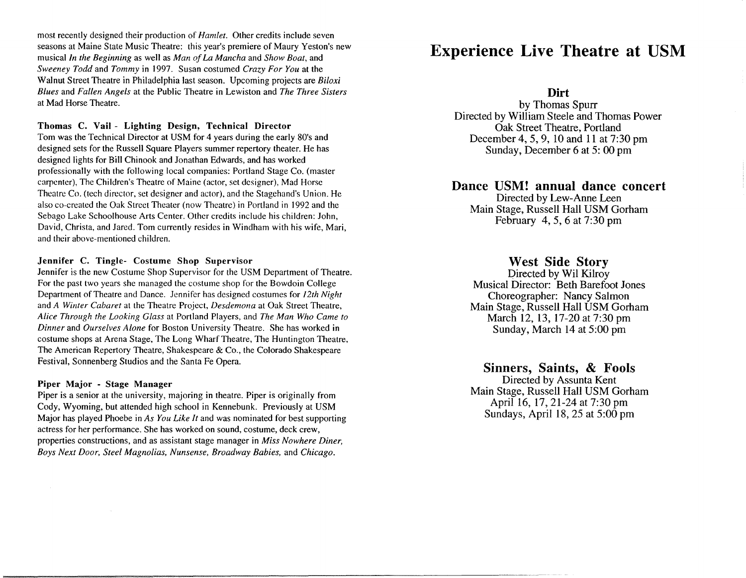most recently designed their production of *Hamlet*. Other credits include seven seasons at Maine State Music Theatre: this year's premiere of Maury Yeston's new musical *In the Beginning* as well as *Man of La Mancha* and *Show Boat*, and *Sweeney Todd* and *Tommy* in 1997. Susan costumed *Crazy For You* at the Walnut Street Theatre in Philadelphia last season. Upcoming projects are *Biloxi Blues* and *Fallen Angels* at the Public Theatre in Lewiston and *The Three Sisters* at Mad Horse Theatre.

**Thomas C. Vail - Lighting Design, Technical Director**
Tom was the Technical Director at USM for 4 years during the early 80's and designed sets for the Russell Square Players summer repertory theater. He has designed lights for Bill Chinook and Jonathan Edwards, and has worked professionally with the following local companies: Portland Stage Co. (master carpenter), The Children's Theatre of Maine (actor, set designer), Mad Horse Theatre Co. (tech director, set designer and actor), and the Stagehand's Union. He also co-created the Oak Street Theater (now Theatre) in Portland in 1992 and the Sebago Lake Schoolhouse Arts Center. Other credits include his children: John, David, Christa, and Jared. Tom currently resides in Windham with his wife, Mari, and their above-mentioned children.

**Jennifer C. Tingle- Costume Shop Supervisor**
Jennifer is the new Costume Shop Supervisor for the USM Department of Theatre. For the past two years she managed the costume shop for the Bowdoin College Department of Theatre and Dance. Jennifer has designed costumes for *12th Night* and *A Winter Cabaret* at the Theatre Project, *Desdemona* at Oak Street Theatre, *Alice Through the Looking Glass* at Portland Players, and *The Man Who Came to Dinner* and *Ourselves Alone* for Boston University Theatre. She has worked in costume shops at Arena Stage, The Long Wharf Theatre, The Huntington Theatre, The American Repertory Theatre, Shakespeare & Co., the Colorado Shakespeare Festival, Sonnenberg Studios and the Santa Fe Opera.

**Piper Major - Stage Manager**
Piper is a senior at the university, majoring in theatre. Piper is originally from Cody, Wyoming, but attended high school in Kennebunk. Previously at USM Major has played Phoebe in *As You Like It* and was nominated for best supporting actress for her performance. She has worked on sound, costume, deck crew, properties constructions, and as assistant stage manager in *Miss Nowhere Diner, Boys Next Door, Steel Magnolias, Nunsense, Broadway Babies,* and *Chicago*.

# Experience Live Theatre at USM

## Dirt

by Thomas Spurr
Directed by William Steele and Thomas Power
Oak Street Theatre, Portland
December 4, 5, 9, 10 and 11 at 7:30 pm
Sunday, December 6 at 5: 00 pm

## Dance USM! annual dance concert

Directed by Lew-Anne Leen
Main Stage, Russell Hall USM Gorham
February 4, 5, 6 at 7:30 pm

## West Side Story

Directed by Wil Kilroy
Musical Director: Beth Barefoot Jones
Choreographer: Nancy Salmon
Main Stage, Russell Hall USM Gorham
March 12, 13, 17-20 at 7:30 pm
Sunday, March 14 at 5:00 pm

## Sinners, Saints, & Fools

Directed by Assunta Kent
Main Stage, Russell Hall USM Gorham
April 16, 17, 21-24 at 7:30 pm
Sundays, April 18, 25 at 5:00 pm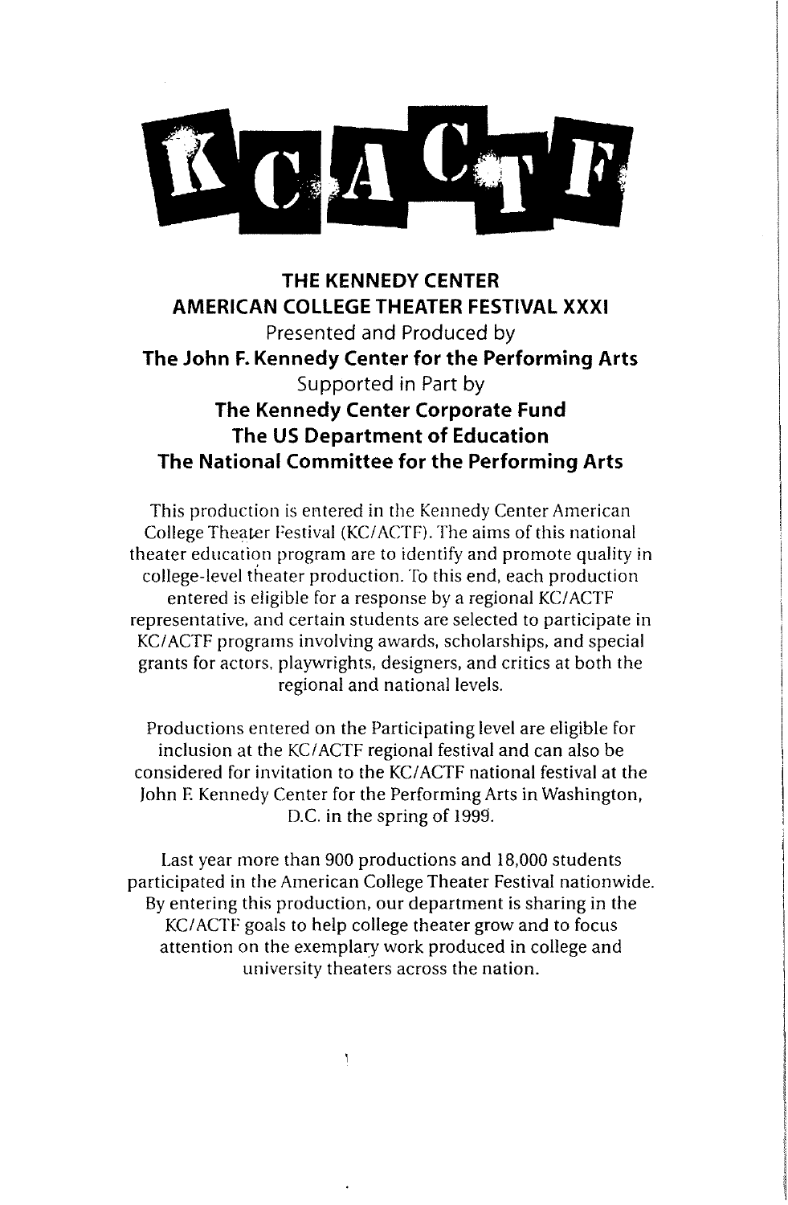# KCACTF

**THE KENNEDY CENTER**
**AMERICAN COLLEGE THEATER FESTIVAL XXXI**
Presented and Produced by
**The John F. Kennedy Center for the Performing Arts**
Supported in Part by
**The Kennedy Center Corporate Fund**
**The US Department of Education**
**The National Committee for the Performing Arts**

This production is entered in the Kennedy Center American College Theater Festival (KC/ACTF). The aims of this national theater education program are to identify and promote quality in college-level theater production. To this end, each production entered is eligible for a response by a regional KC/ACTF representative, and certain students are selected to participate in KC/ACTF programs involving awards, scholarships, and special grants for actors, playwrights, designers, and critics at both the regional and national levels.

Productions entered on the Participating level are eligible for inclusion at the KC/ACTF regional festival and can also be considered for invitation to the KC/ACTF national festival at the John F. Kennedy Center for the Performing Arts in Washington, D.C. in the spring of 1999.

Last year more than 900 productions and 18,000 students participated in the American College Theater Festival nationwide. By entering this production, our department is sharing in the KC/ACTF goals to help college theater grow and to focus attention on the exemplary work produced in college and university theaters across the nation.